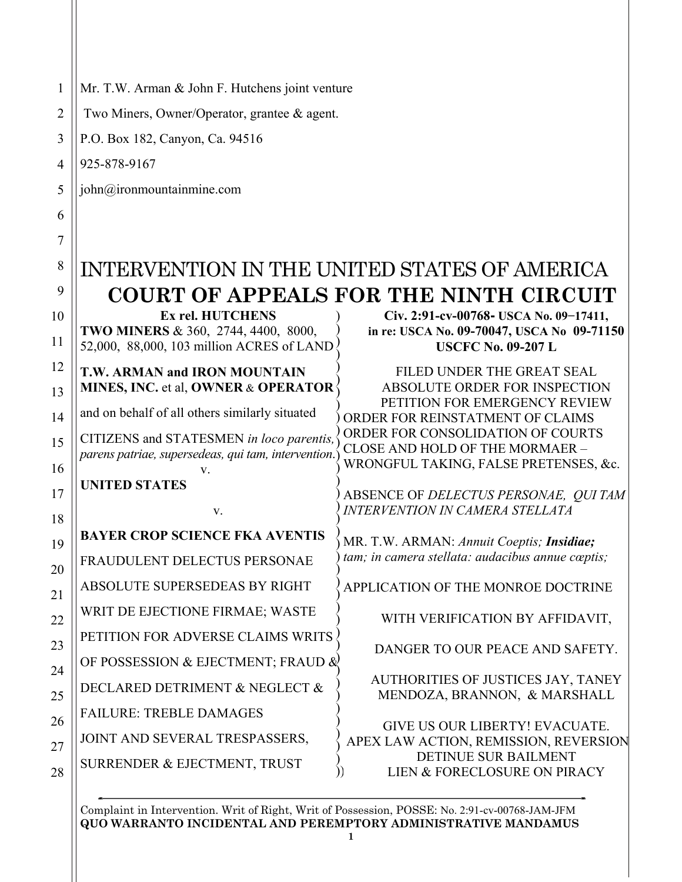Mr. T.W. Arman & John F. Hutchens joint venture

Two Miners, Owner/Operator, grantee & agent.

P.O. Box 182, Canyon, Ca. 94516

925-878-9167

john@ironmountainmine.com

# INTERVENTION IN THE UNITED STATES OF AMERICA

# COURT OF APPEALS FOR THE NINTH CIRCUIT

| | |
|---|---|
| **Ex rel. HUTCHENS**<br>**TWO MINERS** & 360, 2744, 4400, 8000, 52,000, 88,000, 103 million ACRES of LAND | **Civ. 2:91-cv-00768- USCA No. 09−17411, in re: USCA No. 09-70047, USCA No 09-71150**<br>**USCFC No. 09-207 L** |
| **T.W. ARMAN and IRON MOUNTAIN MINES, INC.** et al, **OWNER** & **OPERATOR** | FILED UNDER THE GREAT SEAL<br>ABSOLUTE ORDER FOR INSPECTION<br>PETITION FOR EMERGENCY REVIEW |
| and on behalf of all others similarly situated | ORDER FOR REINSTATMENT OF CLAIMS |
| CITIZENS and STATESMEN *in loco parentis, parens patriae, supersedeas, qui tam, intervention.* | ORDER FOR CONSOLIDATION OF COURTS<br>CLOSE AND HOLD OF THE MORMAER –<br>WRONGFUL TAKING, FALSE PRETENSES, &c. |
| v.<br>**UNITED STATES** | ABSENCE OF *DELECTUS PERSONAE, QUI TAM INTERVENTION IN CAMERA STELLATA* |
| v. | |
| **BAYER CROP SCIENCE FKA AVENTIS** | MR. T.W. ARMAN: *Annuit Coeptis;* ***Insidiae;*** *tam; in camera stellata: audacibus annue cœptis;* |
| FRAUDULENT DELECTUS PERSONAE | |
| ABSOLUTE SUPERSEDEAS BY RIGHT | APPLICATION OF THE MONROE DOCTRINE |
| WRIT DE EJECTIONE FIRMAE; WASTE | WITH VERIFICATION BY AFFIDAVIT, |
| PETITION FOR ADVERSE CLAIMS WRITS OF POSSESSION & EJECTMENT; FRAUD & | DANGER TO OUR PEACE AND SAFETY. |
| DECLARED DETRIMENT & NEGLECT & | AUTHORITIES OF JUSTICES JAY, TANEY MENDOZA, BRANNON, & MARSHALL |
| FAILURE: TREBLE DAMAGES | |
| JOINT AND SEVERAL TRESPASSERS, | GIVE US OUR LIBERTY! EVACUATE.<br>APEX LAW ACTION, REMISSION, REVERSION |
| SURRENDER & EJECTMENT, TRUST | DETINUE SUR BAILMENT<br>LIEN & FORECLOSURE ON PIRACY |

Complaint in Intervention. Writ of Right, Writ of Possession, POSSE: No. 2:91-cv-00768-JAM-JFM
**QUO WARRANTO INCIDENTAL AND PEREMPTORY ADMINISTRATIVE MANDAMUS**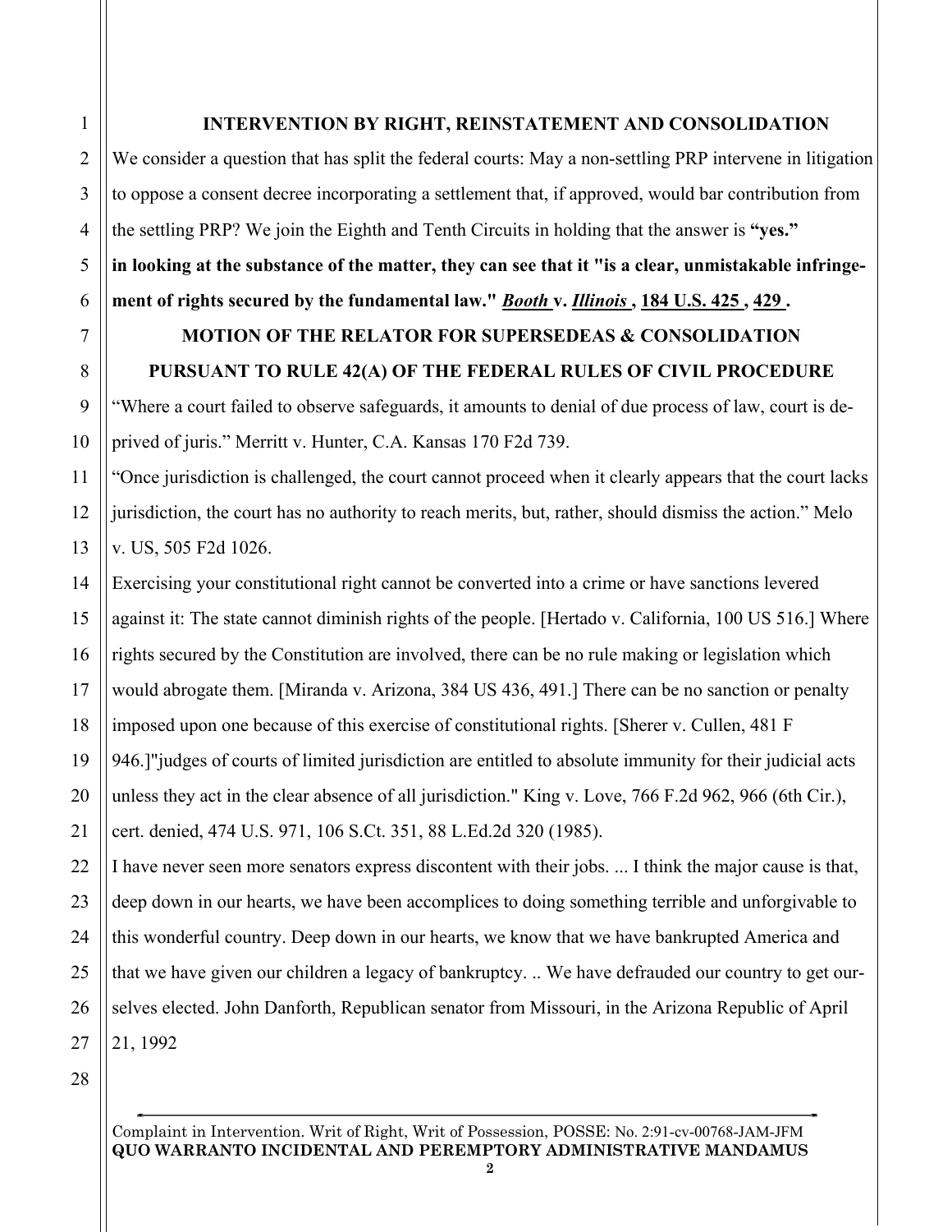## INTERVENTION BY RIGHT, REINSTATEMENT AND CONSOLIDATION

We consider a question that has split the federal courts: May a non-settling PRP intervene in litigation to oppose a consent decree incorporating a settlement that, if approved, would bar contribution from the settling PRP? We join the Eighth and Tenth Circuits in holding that the answer is **"yes."** **in looking at the substance of the matter, they can see that it "is a clear, unmistakable infringement of rights secured by the fundamental law."** ***Booth* v. *Illinois* , 184 U.S. 425 , 429 .**

## MOTION OF THE RELATOR FOR SUPERSEDEAS & CONSOLIDATION PURSUANT TO RULE 42(A) OF THE FEDERAL RULES OF CIVIL PROCEDURE

"Where a court failed to observe safeguards, it amounts to denial of due process of law, court is deprived of juris." Merritt v. Hunter, C.A. Kansas 170 F2d 739.

"Once jurisdiction is challenged, the court cannot proceed when it clearly appears that the court lacks jurisdiction, the court has no authority to reach merits, but, rather, should dismiss the action." Melo v. US, 505 F2d 1026.

Exercising your constitutional right cannot be converted into a crime or have sanctions levered against it: The state cannot diminish rights of the people. [Hertado v. California, 100 US 516.] Where rights secured by the Constitution are involved, there can be no rule making or legislation which would abrogate them. [Miranda v. Arizona, 384 US 436, 491.] There can be no sanction or penalty imposed upon one because of this exercise of constitutional rights. [Sherer v. Cullen, 481 F 946.]"judges of courts of limited jurisdiction are entitled to absolute immunity for their judicial acts unless they act in the clear absence of all jurisdiction." King v. Love, 766 F.2d 962, 966 (6th Cir.), cert. denied, 474 U.S. 971, 106 S.Ct. 351, 88 L.Ed.2d 320 (1985).

I have never seen more senators express discontent with their jobs. ... I think the major cause is that, deep down in our hearts, we have been accomplices to doing something terrible and unforgivable to this wonderful country. Deep down in our hearts, we know that we have bankrupted America and that we have given our children a legacy of bankruptcy. .. We have defrauded our country to get ourselves elected. John Danforth, Republican senator from Missouri, in the Arizona Republic of April 21, 1992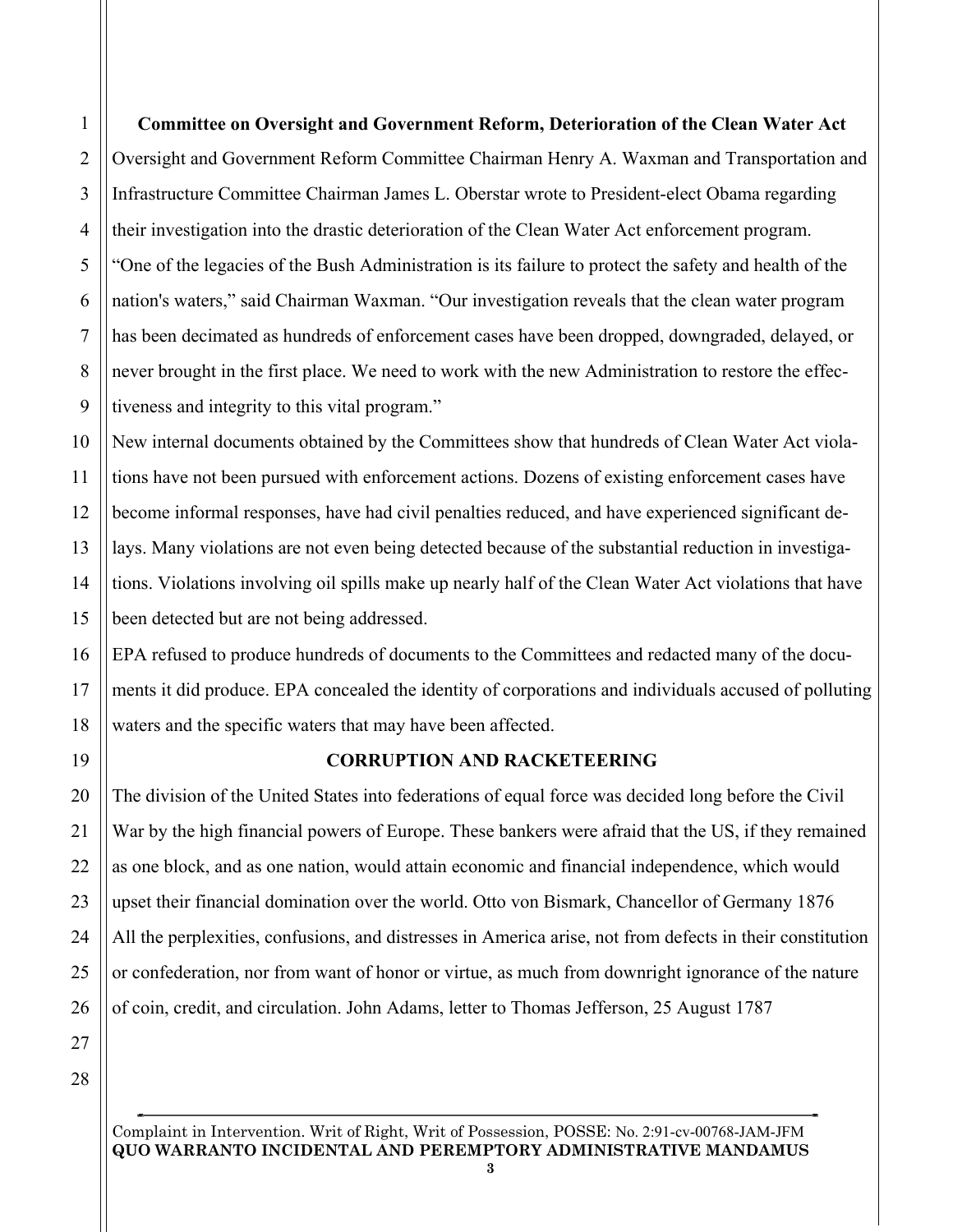**Committee on Oversight and Government Reform, Deterioration of the Clean Water Act**

Oversight and Government Reform Committee Chairman Henry A. Waxman and Transportation and Infrastructure Committee Chairman James L. Oberstar wrote to President-elect Obama regarding their investigation into the drastic deterioration of the Clean Water Act enforcement program. "One of the legacies of the Bush Administration is its failure to protect the safety and health of the nation's waters," said Chairman Waxman. "Our investigation reveals that the clean water program has been decimated as hundreds of enforcement cases have been dropped, downgraded, delayed, or never brought in the first place. We need to work with the new Administration to restore the effectiveness and integrity to this vital program."

New internal documents obtained by the Committees show that hundreds of Clean Water Act violations have not been pursued with enforcement actions. Dozens of existing enforcement cases have become informal responses, have had civil penalties reduced, and have experienced significant delays. Many violations are not even being detected because of the substantial reduction in investigations. Violations involving oil spills make up nearly half of the Clean Water Act violations that have been detected but are not being addressed.

EPA refused to produce hundreds of documents to the Committees and redacted many of the documents it did produce. EPA concealed the identity of corporations and individuals accused of polluting waters and the specific waters that may have been affected.

**CORRUPTION AND RACKETEERING**

The division of the United States into federations of equal force was decided long before the Civil War by the high financial powers of Europe. These bankers were afraid that the US, if they remained as one block, and as one nation, would attain economic and financial independence, which would upset their financial domination over the world. Otto von Bismark, Chancellor of Germany 1876

All the perplexities, confusions, and distresses in America arise, not from defects in their constitution or confederation, nor from want of honor or virtue, as much from downright ignorance of the nature of coin, credit, and circulation. John Adams, letter to Thomas Jefferson, 25 August 1787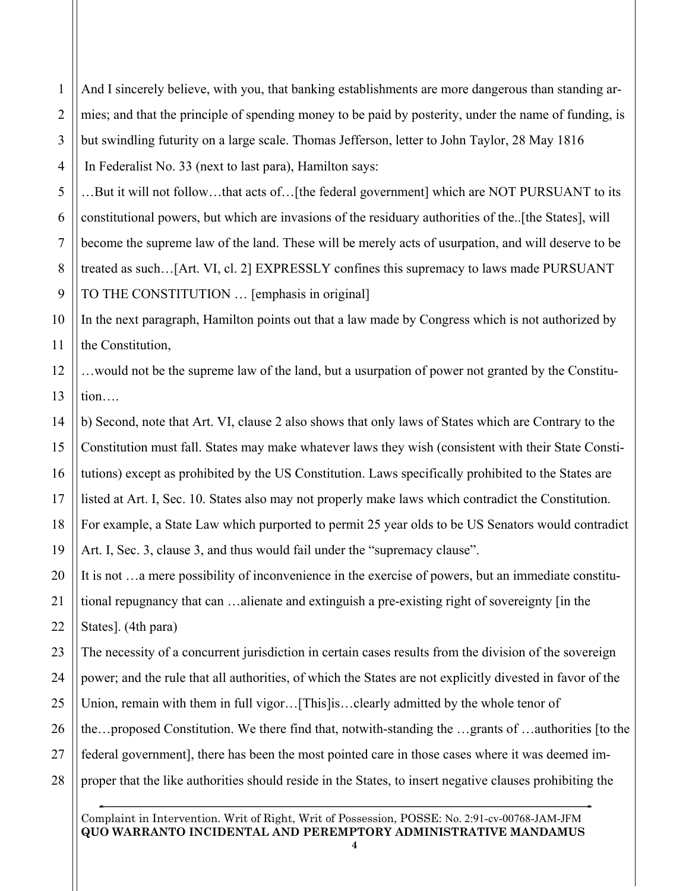And I sincerely believe, with you, that banking establishments are more dangerous than standing armies; and that the principle of spending money to be paid by posterity, under the name of funding, is but swindling futurity on a large scale. Thomas Jefferson, letter to John Taylor, 28 May 1816

In Federalist No. 33 (next to last para), Hamilton says:

…But it will not follow…that acts of…[the federal government] which are NOT PURSUANT to its constitutional powers, but which are invasions of the residuary authorities of the..[the States], will become the supreme law of the land. These will be merely acts of usurpation, and will deserve to be treated as such…[Art. VI, cl. 2] EXPRESSLY confines this supremacy to laws made PURSUANT TO THE CONSTITUTION … [emphasis in original]

In the next paragraph, Hamilton points out that a law made by Congress which is not authorized by the Constitution,

…would not be the supreme law of the land, but a usurpation of power not granted by the Constitution….

b) Second, note that Art. VI, clause 2 also shows that only laws of States which are Contrary to the Constitution must fall. States may make whatever laws they wish (consistent with their State Constitutions) except as prohibited by the US Constitution. Laws specifically prohibited to the States are listed at Art. I, Sec. 10. States also may not properly make laws which contradict the Constitution. For example, a State Law which purported to permit 25 year olds to be US Senators would contradict Art. I, Sec. 3, clause 3, and thus would fail under the "supremacy clause".

It is not …a mere possibility of inconvenience in the exercise of powers, but an immediate constitutional repugnancy that can …alienate and extinguish a pre-existing right of sovereignty [in the States]. (4th para)

The necessity of a concurrent jurisdiction in certain cases results from the division of the sovereign power; and the rule that all authorities, of which the States are not explicitly divested in favor of the Union, remain with them in full vigor…[This]is…clearly admitted by the whole tenor of the…proposed Constitution. We there find that, notwith-standing the …grants of …authorities [to the federal government], there has been the most pointed care in those cases where it was deemed improper that the like authorities should reside in the States, to insert negative clauses prohibiting the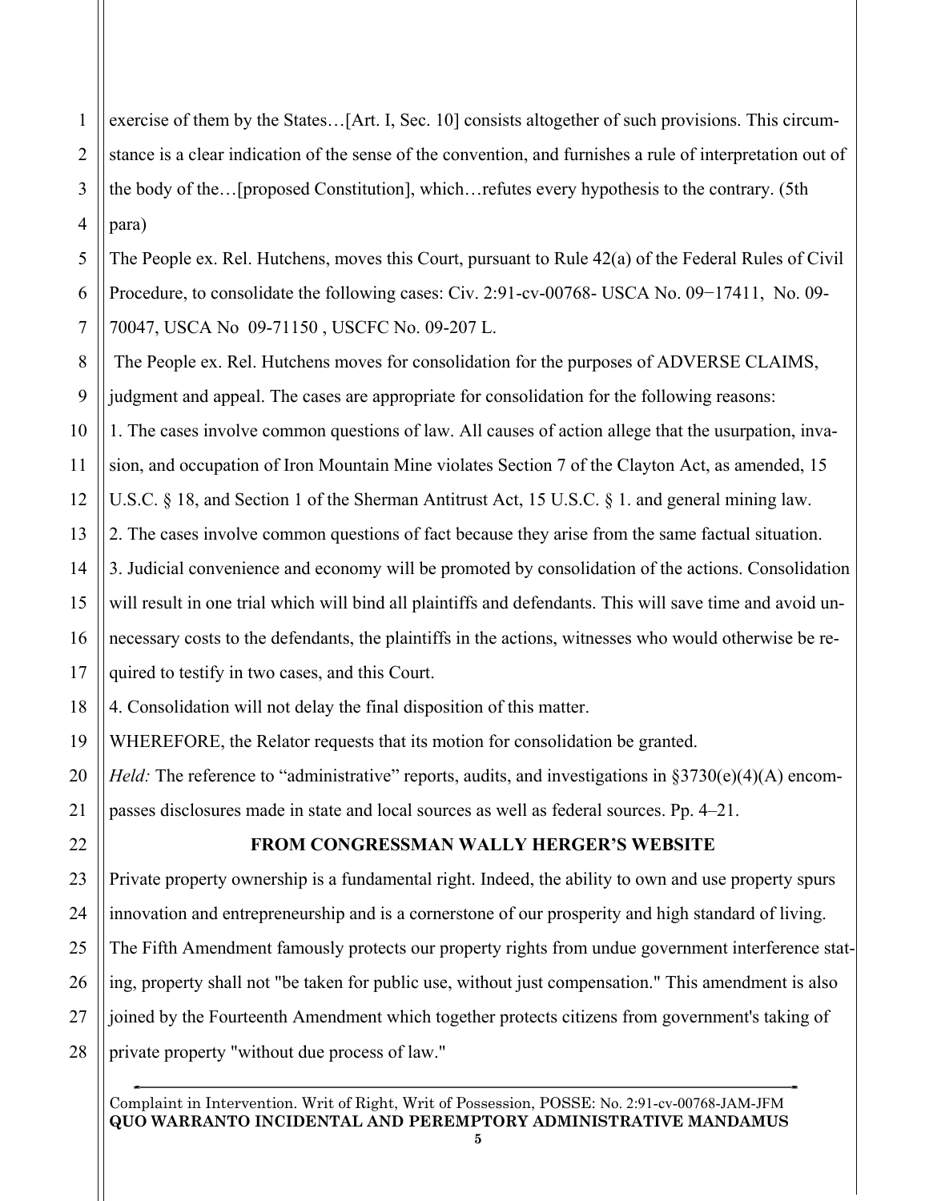exercise of them by the States…[Art. I, Sec. 10] consists altogether of such provisions. This circumstance is a clear indication of the sense of the convention, and furnishes a rule of interpretation out of the body of the…[proposed Constitution], which…refutes every hypothesis to the contrary. (5th para)

The People ex. Rel. Hutchens, moves this Court, pursuant to Rule 42(a) of the Federal Rules of Civil Procedure, to consolidate the following cases: Civ. 2:91-cv-00768- USCA No. 09−17411, No. 09-70047, USCA No 09-71150 , USCFC No. 09-207 L.

The People ex. Rel. Hutchens moves for consolidation for the purposes of ADVERSE CLAIMS, judgment and appeal. The cases are appropriate for consolidation for the following reasons:

1. The cases involve common questions of law. All causes of action allege that the usurpation, invasion, and occupation of Iron Mountain Mine violates Section 7 of the Clayton Act, as amended, 15 U.S.C. § 18, and Section 1 of the Sherman Antitrust Act, 15 U.S.C. § 1. and general mining law.
2. The cases involve common questions of fact because they arise from the same factual situation.
3. Judicial convenience and economy will be promoted by consolidation of the actions. Consolidation will result in one trial which will bind all plaintiffs and defendants. This will save time and avoid unnecessary costs to the defendants, the plaintiffs in the actions, witnesses who would otherwise be required to testify in two cases, and this Court.
4. Consolidation will not delay the final disposition of this matter.

WHEREFORE, the Relator requests that its motion for consolidation be granted.

*Held:* The reference to "administrative" reports, audits, and investigations in §3730(e)(4)(A) encompasses disclosures made in state and local sources as well as federal sources. Pp. 4–21.

**FROM CONGRESSMAN WALLY HERGER'S WEBSITE**

Private property ownership is a fundamental right. Indeed, the ability to own and use property spurs innovation and entrepreneurship and is a cornerstone of our prosperity and high standard of living. The Fifth Amendment famously protects our property rights from undue government interference stating, property shall not "be taken for public use, without just compensation." This amendment is also joined by the Fourteenth Amendment which together protects citizens from government's taking of private property "without due process of law."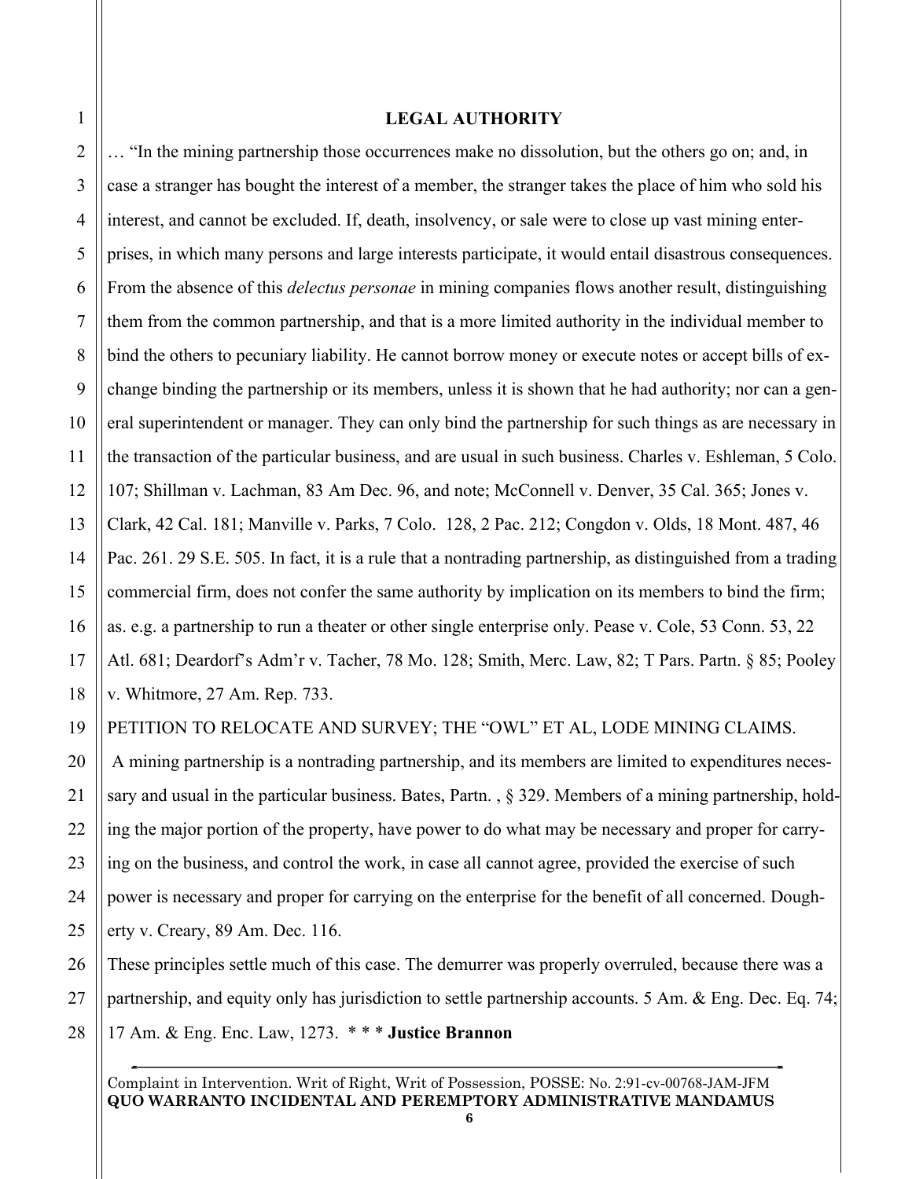## LEGAL AUTHORITY

… "In the mining partnership those occurrences make no dissolution, but the others go on; and, in case a stranger has bought the interest of a member, the stranger takes the place of him who sold his interest, and cannot be excluded. If, death, insolvency, or sale were to close up vast mining enterprises, in which many persons and large interests participate, it would entail disastrous consequences. From the absence of this *delectus personae* in mining companies flows another result, distinguishing them from the common partnership, and that is a more limited authority in the individual member to bind the others to pecuniary liability. He cannot borrow money or execute notes or accept bills of exchange binding the partnership or its members, unless it is shown that he had authority; nor can a general superintendent or manager. They can only bind the partnership for such things as are necessary in the transaction of the particular business, and are usual in such business. Charles v. Eshleman, 5 Colo. 107; Shillman v. Lachman, 83 Am Dec. 96, and note; McConnell v. Denver, 35 Cal. 365; Jones v. Clark, 42 Cal. 181; Manville v. Parks, 7 Colo. 128, 2 Pac. 212; Congdon v. Olds, 18 Mont. 487, 46 Pac. 261. 29 S.E. 505. In fact, it is a rule that a nontrading partnership, as distinguished from a trading commercial firm, does not confer the same authority by implication on its members to bind the firm; as. e.g. a partnership to run a theater or other single enterprise only. Pease v. Cole, 53 Conn. 53, 22 Atl. 681; Deardorf's Adm'r v. Tacher, 78 Mo. 128; Smith, Merc. Law, 82; T Pars. Partn. § 85; Pooley v. Whitmore, 27 Am. Rep. 733.

PETITION TO RELOCATE AND SURVEY; THE "OWL" ET AL, LODE MINING CLAIMS.

A mining partnership is a nontrading partnership, and its members are limited to expenditures necessary and usual in the particular business. Bates, Partn. , § 329. Members of a mining partnership, holding the major portion of the property, have power to do what may be necessary and proper for carrying on the business, and control the work, in case all cannot agree, provided the exercise of such power is necessary and proper for carrying on the enterprise for the benefit of all concerned. Dougherty v. Creary, 89 Am. Dec. 116.

These principles settle much of this case. The demurrer was properly overruled, because there was a partnership, and equity only has jurisdiction to settle partnership accounts. 5 Am. & Eng. Dec. Eq. 74; 17 Am. & Eng. Enc. Law, 1273. * * * **Justice Brannon**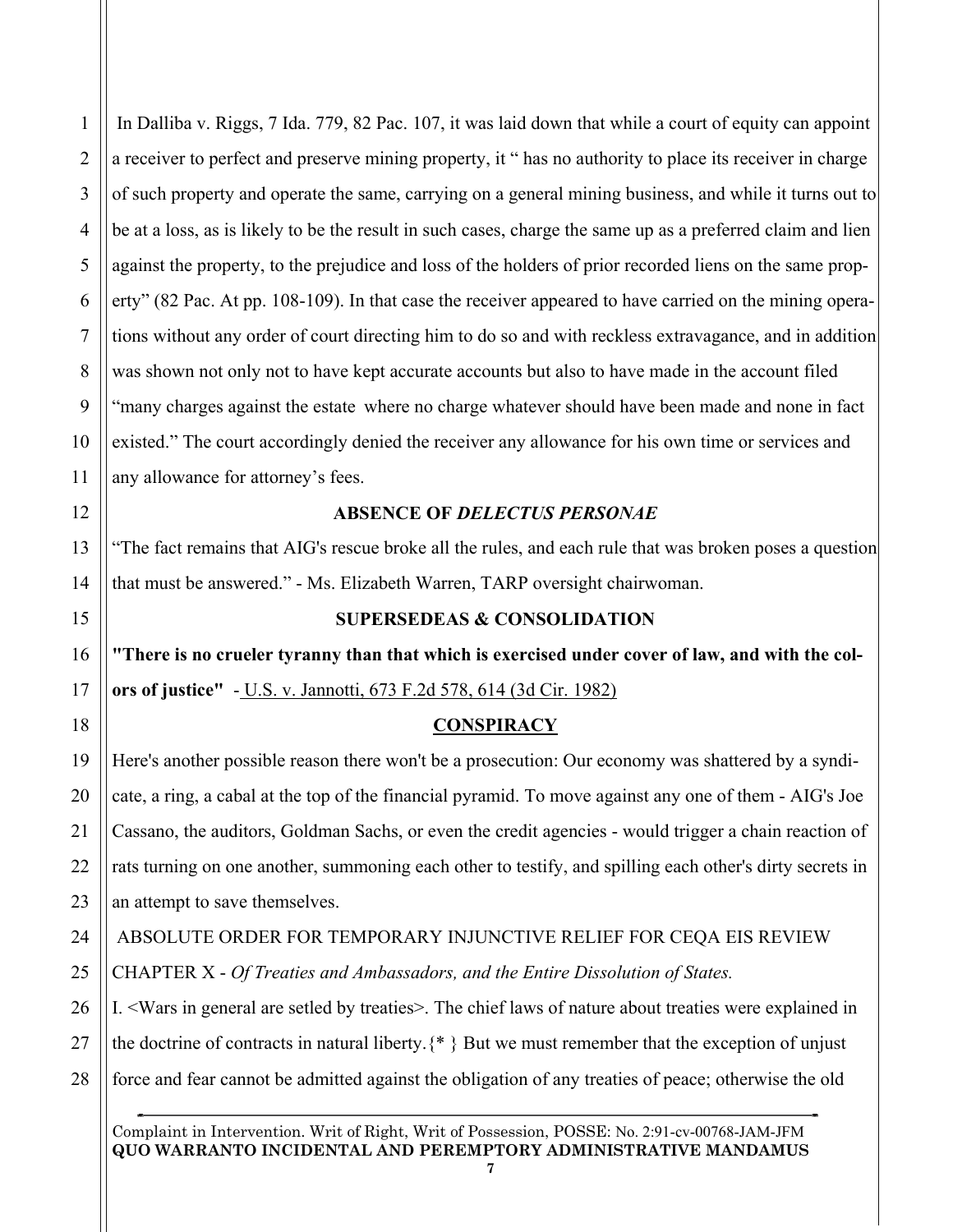In Dalliba v. Riggs, 7 Ida. 779, 82 Pac. 107, it was laid down that while a court of equity can appoint a receiver to perfect and preserve mining property, it " has no authority to place its receiver in charge of such property and operate the same, carrying on a general mining business, and while it turns out to be at a loss, as is likely to be the result in such cases, charge the same up as a preferred claim and lien against the property, to the prejudice and loss of the holders of prior recorded liens on the same property" (82 Pac. At pp. 108-109). In that case the receiver appeared to have carried on the mining operations without any order of court directing him to do so and with reckless extravagance, and in addition was shown not only not to have kept accurate accounts but also to have made in the account filed "many charges against the estate where no charge whatever should have been made and none in fact existed." The court accordingly denied the receiver any allowance for his own time or services and any allowance for attorney's fees.

**ABSENCE OF *DELECTUS PERSONAE***

"The fact remains that AIG's rescue broke all the rules, and each rule that was broken poses a question that must be answered." - Ms. Elizabeth Warren, TARP oversight chairwoman.

**SUPERSEDEAS & CONSOLIDATION**

**"There is no crueler tyranny than that which is exercised under cover of law, and with the colors of justice"** - U.S. v. Jannotti, 673 F.2d 578, 614 (3d Cir. 1982)

**CONSPIRACY**

Here's another possible reason there won't be a prosecution: Our economy was shattered by a syndicate, a ring, a cabal at the top of the financial pyramid. To move against any one of them - AIG's Joe Cassano, the auditors, Goldman Sachs, or even the credit agencies - would trigger a chain reaction of rats turning on one another, summoning each other to testify, and spilling each other's dirty secrets in an attempt to save themselves.

ABSOLUTE ORDER FOR TEMPORARY INJUNCTIVE RELIEF FOR CEQA EIS REVIEW

CHAPTER X - *Of Treaties and Ambassadors, and the Entire Dissolution of States.*

I. <Wars in general are setled by treaties>. The chief laws of nature about treaties were explained in the doctrine of contracts in natural liberty.{* } But we must remember that the exception of unjust force and fear cannot be admitted against the obligation of any treaties of peace; otherwise the old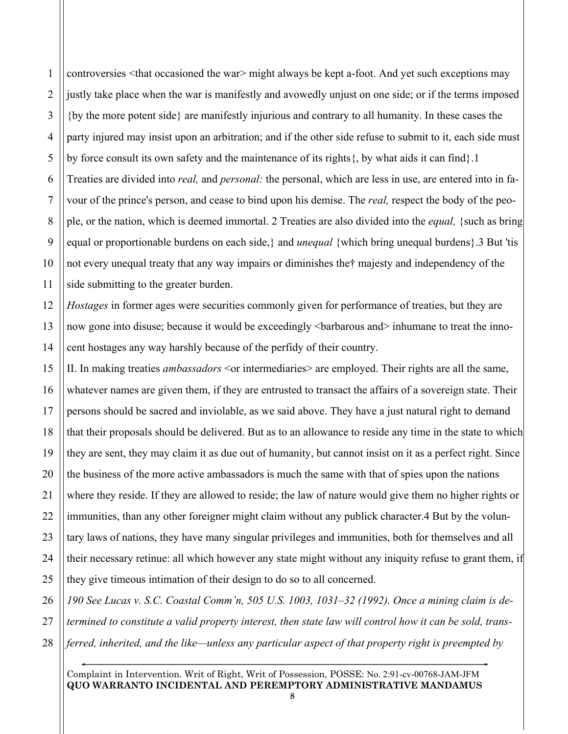controversies <that occasioned the war> might always be kept a-foot. And yet such exceptions may justly take place when the war is manifestly and avowedly unjust on one side; or if the terms imposed {by the more potent side} are manifestly injurious and contrary to all humanity. In these cases the party injured may insist upon an arbitration; and if the other side refuse to submit to it, each side must by force consult its own safety and the maintenance of its rights{, by what aids it can find}.1

Treaties are divided into *real,* and *personal:* the personal, which are less in use, are entered into in favour of the prince's person, and cease to bind upon his demise. The *real,* respect the body of the people, or the nation, which is deemed immortal. 2 Treaties are also divided into the *equal,* {such as bring equal or proportionable burdens on each side,} and *unequal* {which bring unequal burdens}.3 But 'tis not every unequal treaty that any way impairs or diminishes the† majesty and independency of the side submitting to the greater burden.

*Hostages* in former ages were securities commonly given for performance of treaties, but they are now gone into disuse; because it would be exceedingly <barbarous and> inhumane to treat the innocent hostages any way harshly because of the perfidy of their country.

II. In making treaties *ambassadors* <or intermediaries> are employed. Their rights are all the same, whatever names are given them, if they are entrusted to transact the affairs of a sovereign state. Their persons should be sacred and inviolable, as we said above. They have a just natural right to demand that their proposals should be delivered. But as to an allowance to reside any time in the state to which they are sent, they may claim it as due out of humanity, but cannot insist on it as a perfect right. Since the business of the more active ambassadors is much the same with that of spies upon the nations where they reside. If they are allowed to reside; the law of nature would give them no higher rights or immunities, than any other foreigner might claim without any publick character.4 But by the voluntary laws of nations, they have many singular privileges and immunities, both for themselves and all their necessary retinue: all which however any state might without any iniquity refuse to grant them, if they give timeous intimation of their design to do so to all concerned.

*190 See Lucas v. S.C. Coastal Comm'n, 505 U.S. 1003, 1031–32 (1992). Once a mining claim is determined to constitute a valid property interest, then state law will control how it can be sold, transferred, inherited, and the like—unless any particular aspect of that property right is preempted by*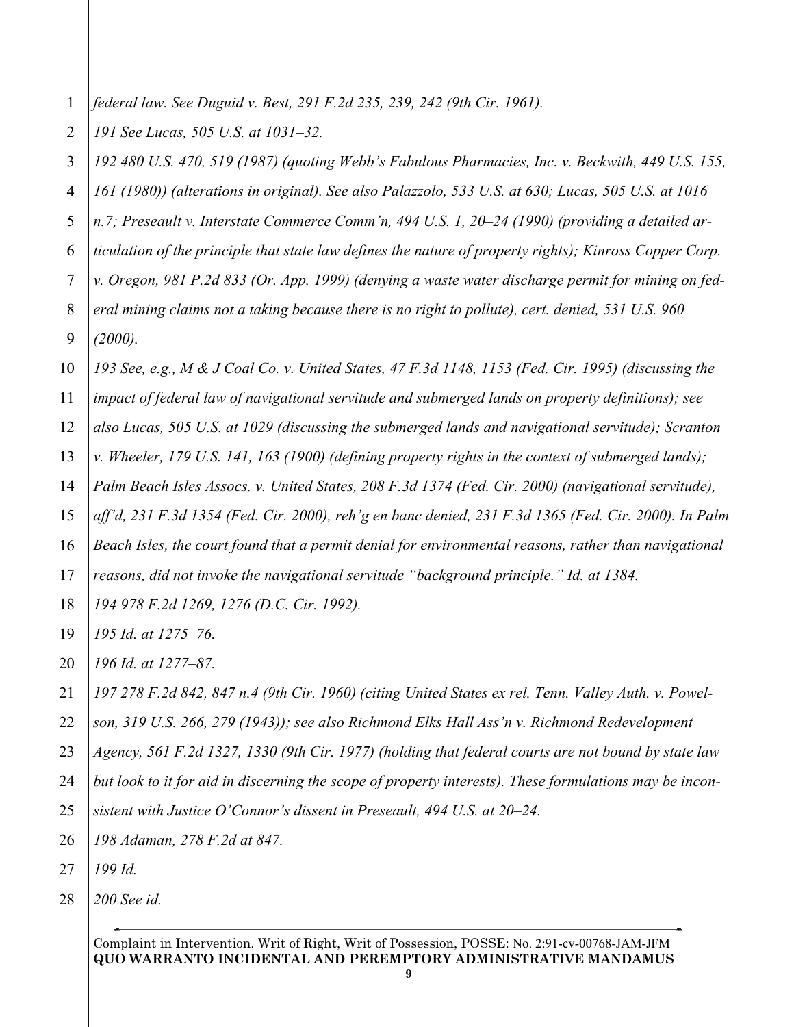*federal law. See Duguid v. Best, 291 F.2d 235, 239, 242 (9th Cir. 1961).*

*191 See Lucas, 505 U.S. at 1031–32.*

*192 480 U.S. 470, 519 (1987) (quoting Webb's Fabulous Pharmacies, Inc. v. Beckwith, 449 U.S. 155, 161 (1980)) (alterations in original). See also Palazzolo, 533 U.S. at 630; Lucas, 505 U.S. at 1016 n.7; Preseault v. Interstate Commerce Comm'n, 494 U.S. 1, 20–24 (1990) (providing a detailed articulation of the principle that state law defines the nature of property rights); Kinross Copper Corp. v. Oregon, 981 P.2d 833 (Or. App. 1999) (denying a waste water discharge permit for mining on federal mining claims not a taking because there is no right to pollute), cert. denied, 531 U.S. 960 (2000).*

*193 See, e.g., M & J Coal Co. v. United States, 47 F.3d 1148, 1153 (Fed. Cir. 1995) (discussing the impact of federal law of navigational servitude and submerged lands on property definitions); see also Lucas, 505 U.S. at 1029 (discussing the submerged lands and navigational servitude); Scranton v. Wheeler, 179 U.S. 141, 163 (1900) (defining property rights in the context of submerged lands); Palm Beach Isles Assocs. v. United States, 208 F.3d 1374 (Fed. Cir. 2000) (navigational servitude), aff'd, 231 F.3d 1354 (Fed. Cir. 2000), reh'g en banc denied, 231 F.3d 1365 (Fed. Cir. 2000). In Palm Beach Isles, the court found that a permit denial for environmental reasons, rather than navigational reasons, did not invoke the navigational servitude "background principle." Id. at 1384.*

*194 978 F.2d 1269, 1276 (D.C. Cir. 1992).*

*195 Id. at 1275–76.*

*196 Id. at 1277–87.*

*197 278 F.2d 842, 847 n.4 (9th Cir. 1960) (citing United States ex rel. Tenn. Valley Auth. v. Powelson, 319 U.S. 266, 279 (1943)); see also Richmond Elks Hall Ass'n v. Richmond Redevelopment Agency, 561 F.2d 1327, 1330 (9th Cir. 1977) (holding that federal courts are not bound by state law but look to it for aid in discerning the scope of property interests). These formulations may be inconsistent with Justice O'Connor's dissent in Preseault, 494 U.S. at 20–24.*

*198 Adaman, 278 F.2d at 847.*

*199 Id.*

*200 See id.*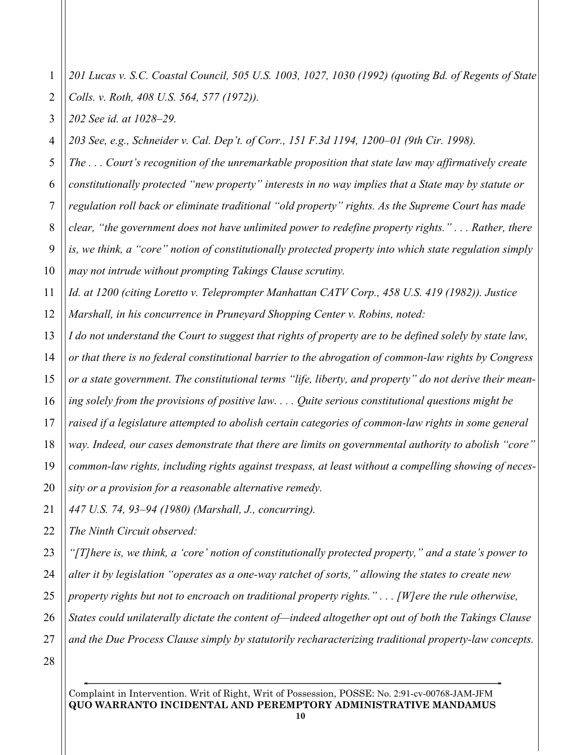*201 Lucas v. S.C. Coastal Council, 505 U.S. 1003, 1027, 1030 (1992) (quoting Bd. of Regents of State Colls. v. Roth, 408 U.S. 564, 577 (1972)).*

*202 See id. at 1028–29.*

*203 See, e.g., Schneider v. Cal. Dep't. of Corr., 151 F.3d 1194, 1200–01 (9th Cir. 1998).*

*The . . . Court's recognition of the unremarkable proposition that state law may affirmatively create constitutionally protected "new property" interests in no way implies that a State may by statute or regulation roll back or eliminate traditional "old property" rights. As the Supreme Court has made clear, "the government does not have unlimited power to redefine property rights." . . . Rather, there is, we think, a "core" notion of constitutionally protected property into which state regulation simply may not intrude without prompting Takings Clause scrutiny.*

*Id. at 1200 (citing Loretto v. Teleprompter Manhattan CATV Corp., 458 U.S. 419 (1982)). Justice Marshall, in his concurrence in Pruneyard Shopping Center v. Robins, noted:*

*I do not understand the Court to suggest that rights of property are to be defined solely by state law, or that there is no federal constitutional barrier to the abrogation of common-law rights by Congress or a state government. The constitutional terms "life, liberty, and property" do not derive their meaning solely from the provisions of positive law. . . . Quite serious constitutional questions might be raised if a legislature attempted to abolish certain categories of common-law rights in some general way. Indeed, our cases demonstrate that there are limits on governmental authority to abolish "core" common-law rights, including rights against trespass, at least without a compelling showing of necessity or a provision for a reasonable alternative remedy.*

*447 U.S. 74, 93–94 (1980) (Marshall, J., concurring).*

*The Ninth Circuit observed:*

*"[T]here is, we think, a 'core' notion of constitutionally protected property," and a state's power to alter it by legislation "operates as a one-way ratchet of sorts," allowing the states to create new property rights but not to encroach on traditional property rights." . . . [W]ere the rule otherwise, States could unilaterally dictate the content of—indeed altogether opt out of both the Takings Clause and the Due Process Clause simply by statutorily recharacterizing traditional property-law concepts.*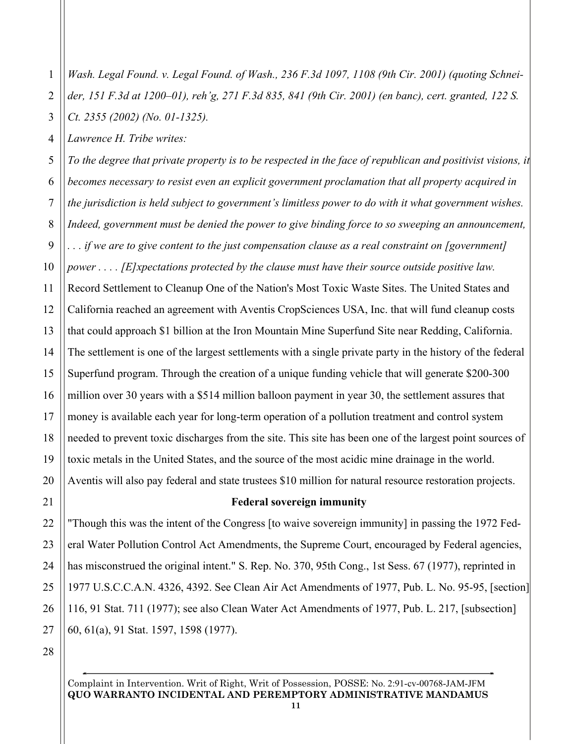*Wash. Legal Found. v. Legal Found. of Wash., 236 F.3d 1097, 1108 (9th Cir. 2001) (quoting Schneider, 151 F.3d at 1200–01), reh'g, 271 F.3d 835, 841 (9th Cir. 2001) (en banc), cert. granted, 122 S. Ct. 2355 (2002) (No. 01-1325).*

*Lawrence H. Tribe writes:*

*To the degree that private property is to be respected in the face of republican and positivist visions, it becomes necessary to resist even an explicit government proclamation that all property acquired in the jurisdiction is held subject to government's limitless power to do with it what government wishes. Indeed, government must be denied the power to give binding force to so sweeping an announcement, . . . if we are to give content to the just compensation clause as a real constraint on [government] power . . . . [E]xpectations protected by the clause must have their source outside positive law.*

Record Settlement to Cleanup One of the Nation's Most Toxic Waste Sites. The United States and California reached an agreement with Aventis CropSciences USA, Inc. that will fund cleanup costs that could approach $1 billion at the Iron Mountain Mine Superfund Site near Redding, California. The settlement is one of the largest settlements with a single private party in the history of the federal Superfund program. Through the creation of a unique funding vehicle that will generate $200-300 million over 30 years with a $514 million balloon payment in year 30, the settlement assures that money is available each year for long-term operation of a pollution treatment and control system needed to prevent toxic discharges from the site. This site has been one of the largest point sources of toxic metals in the United States, and the source of the most acidic mine drainage in the world. Aventis will also pay federal and state trustees $10 million for natural resource restoration projects.

**Federal sovereign immunity**

"Though this was the intent of the Congress [to waive sovereign immunity] in passing the 1972 Federal Water Pollution Control Act Amendments, the Supreme Court, encouraged by Federal agencies, has misconstrued the original intent." S. Rep. No. 370, 95th Cong., 1st Sess. 67 (1977), reprinted in 1977 U.S.C.C.A.N. 4326, 4392. See Clean Air Act Amendments of 1977, Pub. L. No. 95-95, [section] 116, 91 Stat. 711 (1977); see also Clean Water Act Amendments of 1977, Pub. L. 217, [subsection] 60, 61(a), 91 Stat. 1597, 1598 (1977).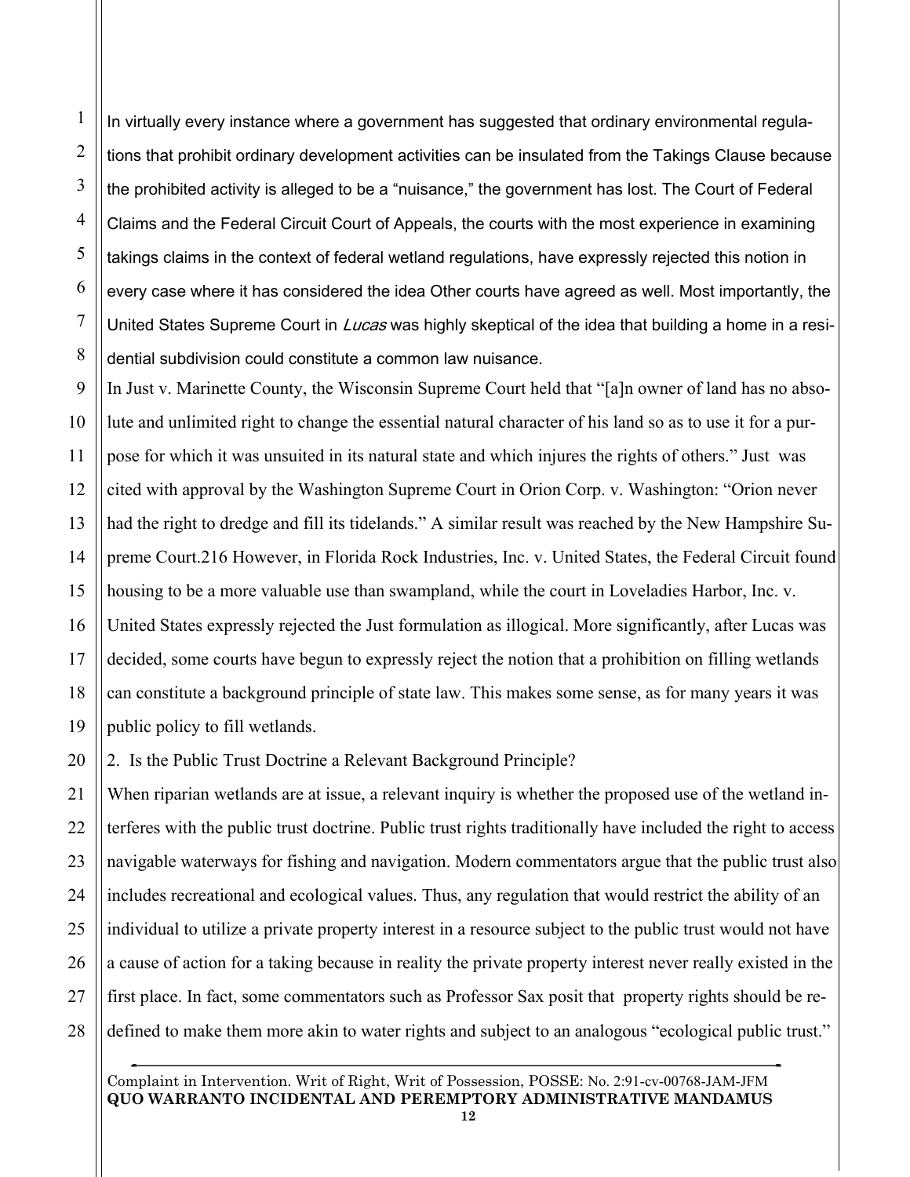In virtually every instance where a government has suggested that ordinary environmental regulations that prohibit ordinary development activities can be insulated from the Takings Clause because the prohibited activity is alleged to be a "nuisance," the government has lost. The Court of Federal Claims and the Federal Circuit Court of Appeals, the courts with the most experience in examining takings claims in the context of federal wetland regulations, have expressly rejected this notion in every case where it has considered the idea Other courts have agreed as well. Most importantly, the United States Supreme Court in *Lucas* was highly skeptical of the idea that building a home in a residential subdivision could constitute a common law nuisance.

In Just v. Marinette County, the Wisconsin Supreme Court held that "[a]n owner of land has no absolute and unlimited right to change the essential natural character of his land so as to use it for a purpose for which it was unsuited in its natural state and which injures the rights of others." Just was cited with approval by the Washington Supreme Court in Orion Corp. v. Washington: "Orion never had the right to dredge and fill its tidelands." A similar result was reached by the New Hampshire Supreme Court.216 However, in Florida Rock Industries, Inc. v. United States, the Federal Circuit found housing to be a more valuable use than swampland, while the court in Loveladies Harbor, Inc. v. United States expressly rejected the Just formulation as illogical. More significantly, after Lucas was decided, some courts have begun to expressly reject the notion that a prohibition on filling wetlands can constitute a background principle of state law. This makes some sense, as for many years it was public policy to fill wetlands.

2. Is the Public Trust Doctrine a Relevant Background Principle?

When riparian wetlands are at issue, a relevant inquiry is whether the proposed use of the wetland interferes with the public trust doctrine. Public trust rights traditionally have included the right to access navigable waterways for fishing and navigation. Modern commentators argue that the public trust also includes recreational and ecological values. Thus, any regulation that would restrict the ability of an individual to utilize a private property interest in a resource subject to the public trust would not have a cause of action for a taking because in reality the private property interest never really existed in the first place. In fact, some commentators such as Professor Sax posit that property rights should be redefined to make them more akin to water rights and subject to an analogous "ecological public trust."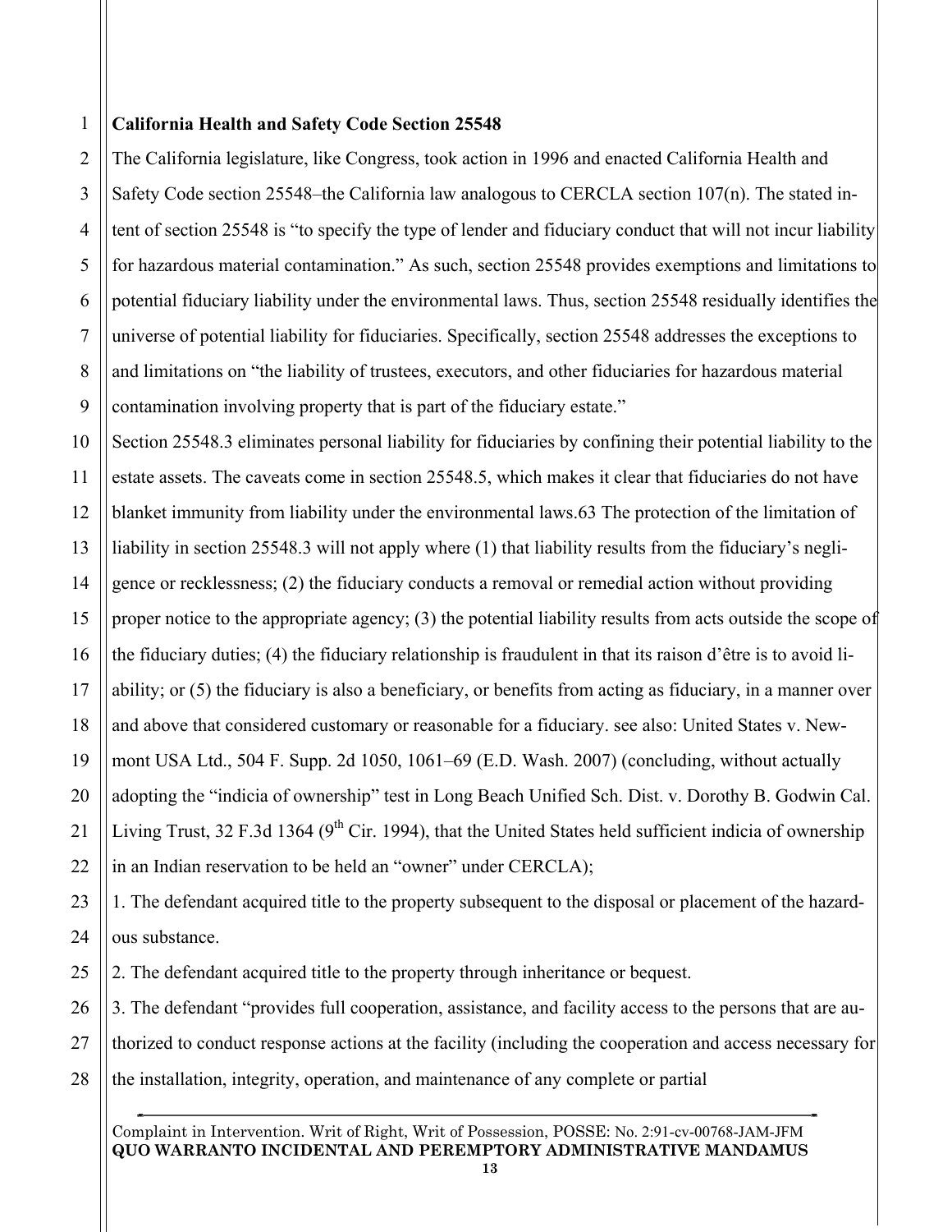**California Health and Safety Code Section 25548**

The California legislature, like Congress, took action in 1996 and enacted California Health and Safety Code section 25548–the California law analogous to CERCLA section 107(n). The stated intent of section 25548 is "to specify the type of lender and fiduciary conduct that will not incur liability for hazardous material contamination." As such, section 25548 provides exemptions and limitations to potential fiduciary liability under the environmental laws. Thus, section 25548 residually identifies the universe of potential liability for fiduciaries. Specifically, section 25548 addresses the exceptions to and limitations on "the liability of trustees, executors, and other fiduciaries for hazardous material contamination involving property that is part of the fiduciary estate."

Section 25548.3 eliminates personal liability for fiduciaries by confining their potential liability to the estate assets. The caveats come in section 25548.5, which makes it clear that fiduciaries do not have blanket immunity from liability under the environmental laws.63 The protection of the limitation of liability in section 25548.3 will not apply where (1) that liability results from the fiduciary's negligence or recklessness; (2) the fiduciary conducts a removal or remedial action without providing proper notice to the appropriate agency; (3) the potential liability results from acts outside the scope of the fiduciary duties; (4) the fiduciary relationship is fraudulent in that its raison d'être is to avoid liability; or (5) the fiduciary is also a beneficiary, or benefits from acting as fiduciary, in a manner over and above that considered customary or reasonable for a fiduciary. see also: United States v. Newmont USA Ltd., 504 F. Supp. 2d 1050, 1061–69 (E.D. Wash. 2007) (concluding, without actually adopting the "indicia of ownership" test in Long Beach Unified Sch. Dist. v. Dorothy B. Godwin Cal. Living Trust, 32 F.3d 1364 (9th Cir. 1994), that the United States held sufficient indicia of ownership in an Indian reservation to be held an "owner" under CERCLA);

1. The defendant acquired title to the property subsequent to the disposal or placement of the hazardous substance.

2. The defendant acquired title to the property through inheritance or bequest.

3. The defendant "provides full cooperation, assistance, and facility access to the persons that are authorized to conduct response actions at the facility (including the cooperation and access necessary for the installation, integrity, operation, and maintenance of any complete or partial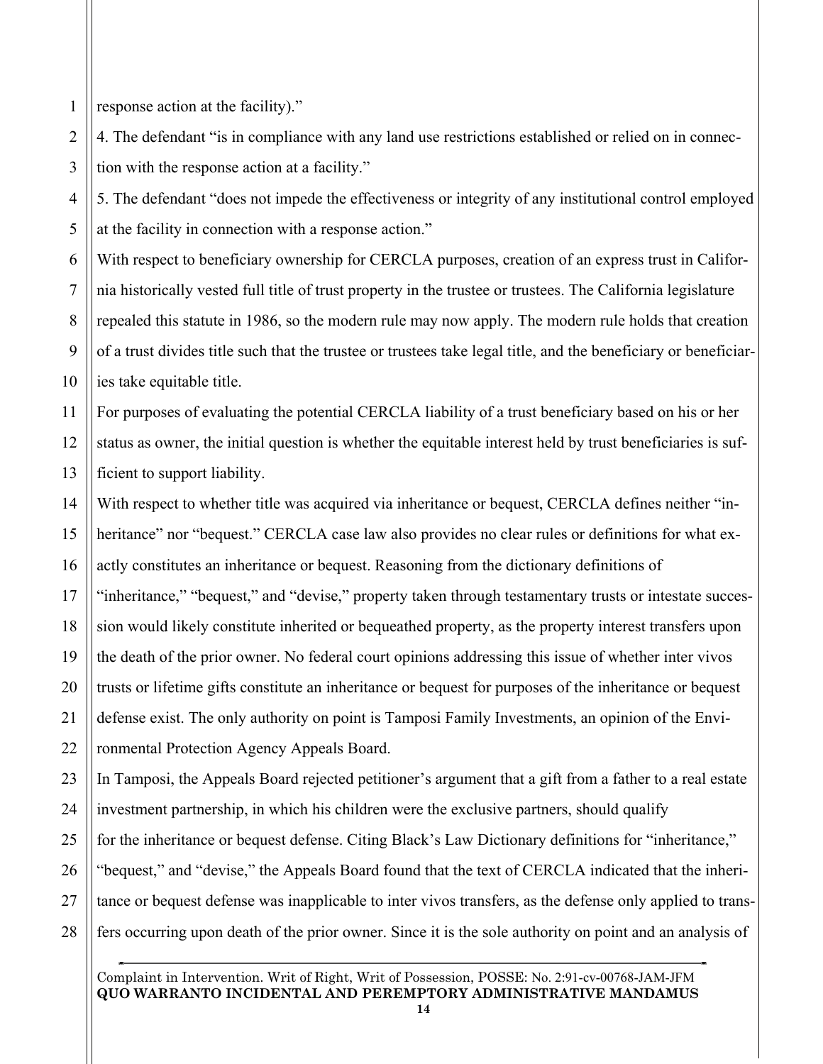response action at the facility)."

4. The defendant "is in compliance with any land use restrictions established or relied on in connection with the response action at a facility."

5. The defendant "does not impede the effectiveness or integrity of any institutional control employed at the facility in connection with a response action."

With respect to beneficiary ownership for CERCLA purposes, creation of an express trust in California historically vested full title of trust property in the trustee or trustees. The California legislature repealed this statute in 1986, so the modern rule may now apply. The modern rule holds that creation of a trust divides title such that the trustee or trustees take legal title, and the beneficiary or beneficiaries take equitable title.

For purposes of evaluating the potential CERCLA liability of a trust beneficiary based on his or her status as owner, the initial question is whether the equitable interest held by trust beneficiaries is sufficient to support liability.

With respect to whether title was acquired via inheritance or bequest, CERCLA defines neither "inheritance" nor "bequest." CERCLA case law also provides no clear rules or definitions for what exactly constitutes an inheritance or bequest. Reasoning from the dictionary definitions of "inheritance," "bequest," and "devise," property taken through testamentary trusts or intestate succession would likely constitute inherited or bequeathed property, as the property interest transfers upon the death of the prior owner. No federal court opinions addressing this issue of whether inter vivos trusts or lifetime gifts constitute an inheritance or bequest for purposes of the inheritance or bequest defense exist. The only authority on point is Tamposi Family Investments, an opinion of the Environmental Protection Agency Appeals Board.

In Tamposi, the Appeals Board rejected petitioner's argument that a gift from a father to a real estate investment partnership, in which his children were the exclusive partners, should qualify for the inheritance or bequest defense. Citing Black's Law Dictionary definitions for "inheritance," "bequest," and "devise," the Appeals Board found that the text of CERCLA indicated that the inheritance or bequest defense was inapplicable to inter vivos transfers, as the defense only applied to transfers occurring upon death of the prior owner. Since it is the sole authority on point and an analysis of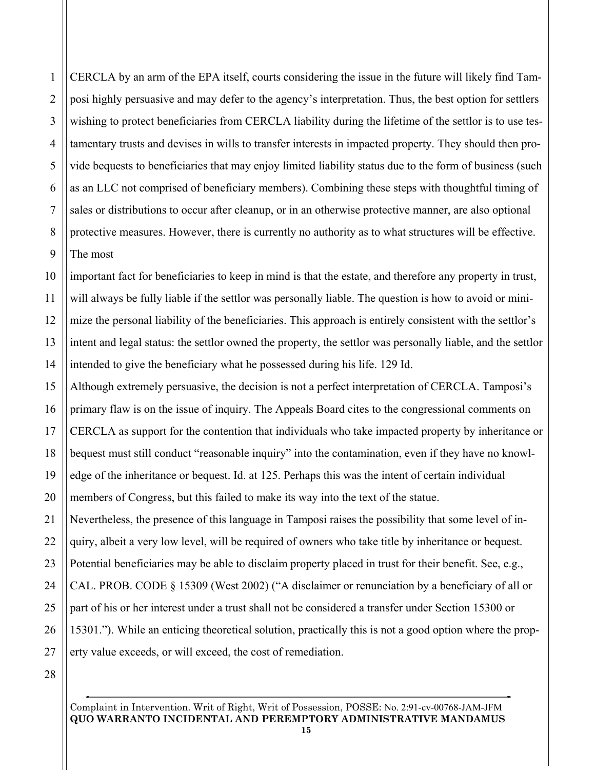CERCLA by an arm of the EPA itself, courts considering the issue in the future will likely find Tamposi highly persuasive and may defer to the agency's interpretation. Thus, the best option for settlers wishing to protect beneficiaries from CERCLA liability during the lifetime of the settlor is to use testamentary trusts and devises in wills to transfer interests in impacted property. They should then provide bequests to beneficiaries that may enjoy limited liability status due to the form of business (such as an LLC not comprised of beneficiary members). Combining these steps with thoughtful timing of sales or distributions to occur after cleanup, or in an otherwise protective manner, are also optional protective measures. However, there is currently no authority as to what structures will be effective. The most

important fact for beneficiaries to keep in mind is that the estate, and therefore any property in trust, will always be fully liable if the settlor was personally liable. The question is how to avoid or minimize the personal liability of the beneficiaries. This approach is entirely consistent with the settlor's intent and legal status: the settlor owned the property, the settlor was personally liable, and the settlor intended to give the beneficiary what he possessed during his life. 129 Id.

Although extremely persuasive, the decision is not a perfect interpretation of CERCLA. Tamposi's primary flaw is on the issue of inquiry. The Appeals Board cites to the congressional comments on CERCLA as support for the contention that individuals who take impacted property by inheritance or bequest must still conduct "reasonable inquiry" into the contamination, even if they have no knowledge of the inheritance or bequest. Id. at 125. Perhaps this was the intent of certain individual members of Congress, but this failed to make its way into the text of the statue.

Nevertheless, the presence of this language in Tamposi raises the possibility that some level of inquiry, albeit a very low level, will be required of owners who take title by inheritance or bequest. Potential beneficiaries may be able to disclaim property placed in trust for their benefit. See, e.g., CAL. PROB. CODE § 15309 (West 2002) ("A disclaimer or renunciation by a beneficiary of all or part of his or her interest under a trust shall not be considered a transfer under Section 15300 or 15301."). While an enticing theoretical solution, practically this is not a good option where the property value exceeds, or will exceed, the cost of remediation.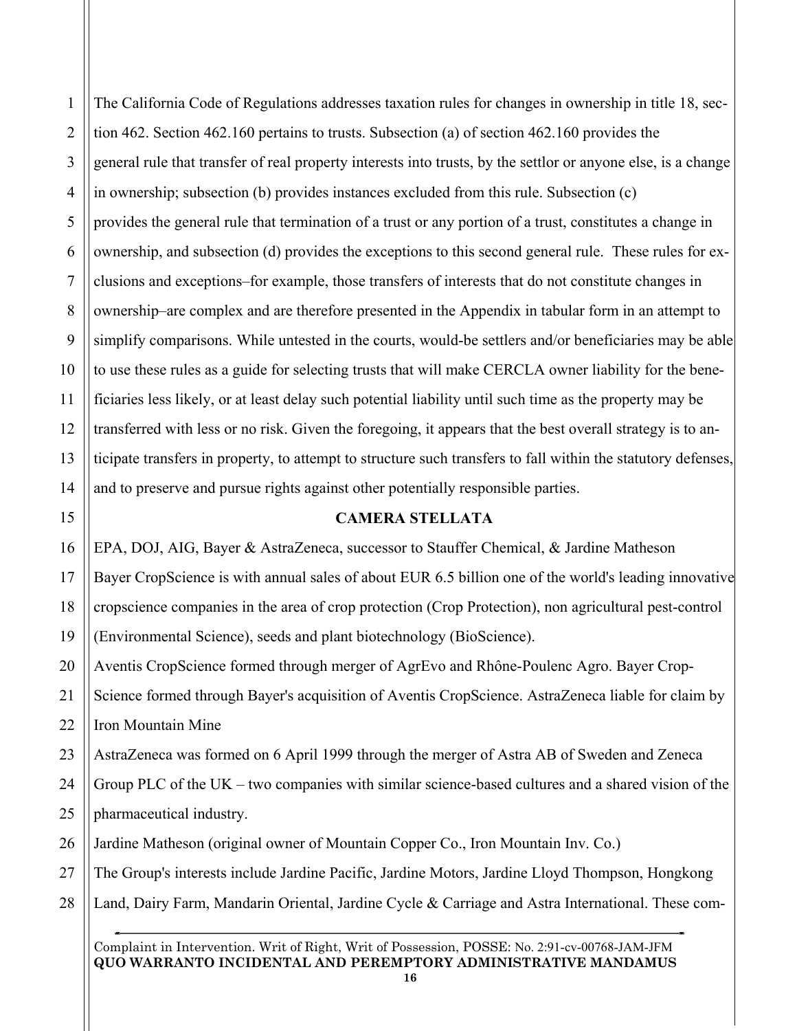The California Code of Regulations addresses taxation rules for changes in ownership in title 18, section 462. Section 462.160 pertains to trusts. Subsection (a) of section 462.160 provides the general rule that transfer of real property interests into trusts, by the settlor or anyone else, is a change in ownership; subsection (b) provides instances excluded from this rule. Subsection (c) provides the general rule that termination of a trust or any portion of a trust, constitutes a change in ownership, and subsection (d) provides the exceptions to this second general rule. These rules for exclusions and exceptions–for example, those transfers of interests that do not constitute changes in ownership–are complex and are therefore presented in the Appendix in tabular form in an attempt to simplify comparisons. While untested in the courts, would-be settlers and/or beneficiaries may be able to use these rules as a guide for selecting trusts that will make CERCLA owner liability for the beneficiaries less likely, or at least delay such potential liability until such time as the property may be transferred with less or no risk. Given the foregoing, it appears that the best overall strategy is to anticipate transfers in property, to attempt to structure such transfers to fall within the statutory defenses, and to preserve and pursue rights against other potentially responsible parties.

**CAMERA STELLATA**

EPA, DOJ, AIG, Bayer & AstraZeneca, successor to Stauffer Chemical, & Jardine Matheson

Bayer CropScience is with annual sales of about EUR 6.5 billion one of the world's leading innovative cropscience companies in the area of crop protection (Crop Protection), non agricultural pest-control (Environmental Science), seeds and plant biotechnology (BioScience).

Aventis CropScience formed through merger of AgrEvo and Rhône-Poulenc Agro. Bayer CropScience formed through Bayer's acquisition of Aventis CropScience. AstraZeneca liable for claim by Iron Mountain Mine

AstraZeneca was formed on 6 April 1999 through the merger of Astra AB of Sweden and Zeneca Group PLC of the UK – two companies with similar science-based cultures and a shared vision of the pharmaceutical industry.

Jardine Matheson (original owner of Mountain Copper Co., Iron Mountain Inv. Co.)

The Group's interests include Jardine Pacific, Jardine Motors, Jardine Lloyd Thompson, Hongkong Land, Dairy Farm, Mandarin Oriental, Jardine Cycle & Carriage and Astra International. These com-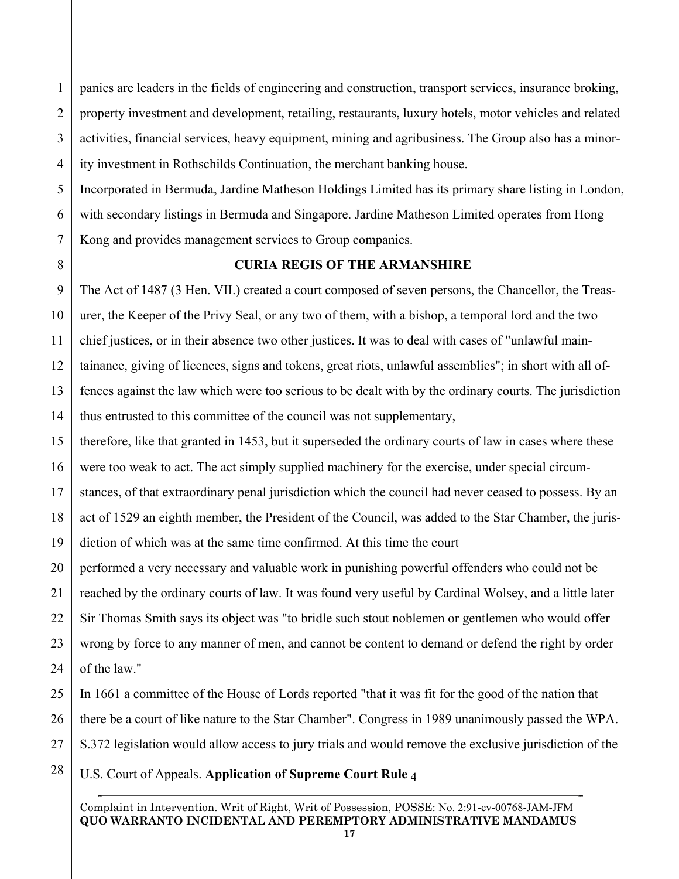panies are leaders in the fields of engineering and construction, transport services, insurance broking, property investment and development, retailing, restaurants, luxury hotels, motor vehicles and related activities, financial services, heavy equipment, mining and agribusiness. The Group also has a minority investment in Rothschilds Continuation, the merchant banking house.

Incorporated in Bermuda, Jardine Matheson Holdings Limited has its primary share listing in London, with secondary listings in Bermuda and Singapore. Jardine Matheson Limited operates from Hong Kong and provides management services to Group companies.

**CURIA REGIS OF THE ARMANSHIRE**

The Act of 1487 (3 Hen. VII.) created a court composed of seven persons, the Chancellor, the Treasurer, the Keeper of the Privy Seal, or any two of them, with a bishop, a temporal lord and the two chief justices, or in their absence two other justices. It was to deal with cases of "unlawful maintainance, giving of licences, signs and tokens, great riots, unlawful assemblies"; in short with all offences against the law which were too serious to be dealt with by the ordinary courts. The jurisdiction thus entrusted to this committee of the council was not supplementary,

therefore, like that granted in 1453, but it superseded the ordinary courts of law in cases where these were too weak to act. The act simply supplied machinery for the exercise, under special circumstances, of that extraordinary penal jurisdiction which the council had never ceased to possess. By an act of 1529 an eighth member, the President of the Council, was added to the Star Chamber, the jurisdiction of which was at the same time confirmed. At this time the court

performed a very necessary and valuable work in punishing powerful offenders who could not be reached by the ordinary courts of law. It was found very useful by Cardinal Wolsey, and a little later Sir Thomas Smith says its object was "to bridle such stout noblemen or gentlemen who would offer wrong by force to any manner of men, and cannot be content to demand or defend the right by order of the law."

In 1661 a committee of the House of Lords reported "that it was fit for the good of the nation that there be a court of like nature to the Star Chamber". Congress in 1989 unanimously passed the WPA. S.372 legislation would allow access to jury trials and would remove the exclusive jurisdiction of the U.S. Court of Appeals. **Application of Supreme Court Rule 4**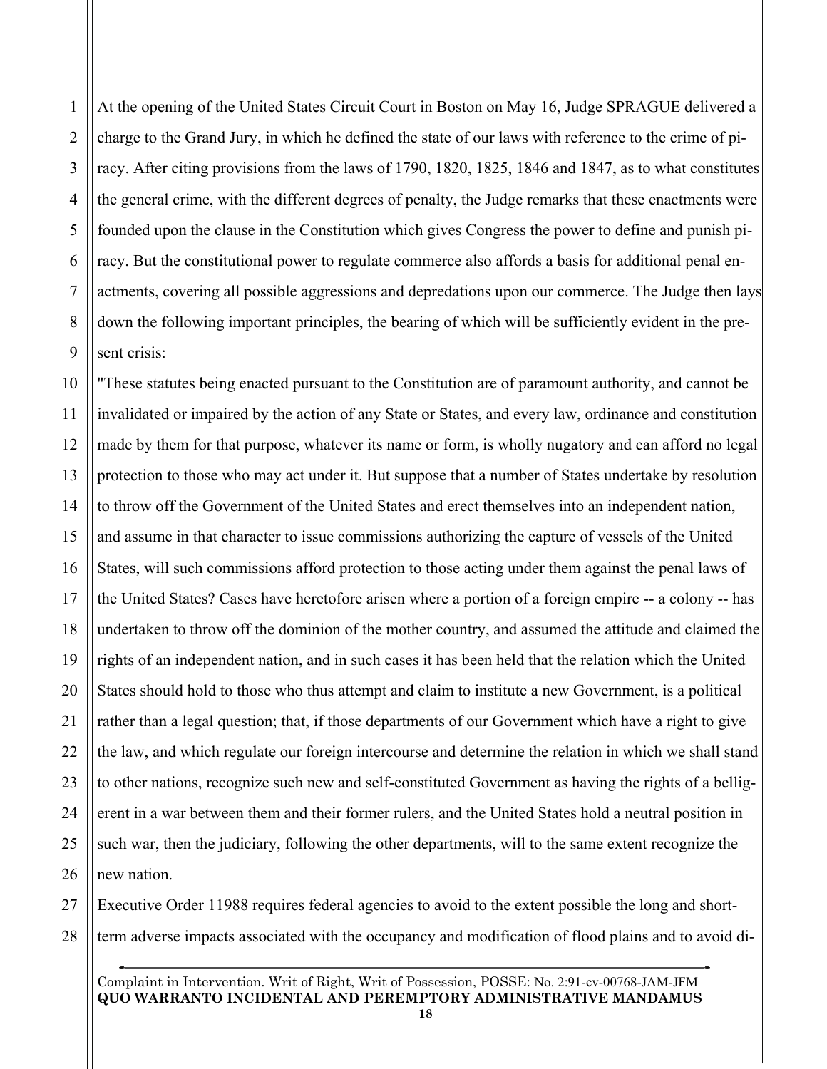At the opening of the United States Circuit Court in Boston on May 16, Judge SPRAGUE delivered a charge to the Grand Jury, in which he defined the state of our laws with reference to the crime of piracy. After citing provisions from the laws of 1790, 1820, 1825, 1846 and 1847, as to what constitutes the general crime, with the different degrees of penalty, the Judge remarks that these enactments were founded upon the clause in the Constitution which gives Congress the power to define and punish piracy. But the constitutional power to regulate commerce also affords a basis for additional penal enactments, covering all possible aggressions and depredations upon our commerce. The Judge then lays down the following important principles, the bearing of which will be sufficiently evident in the present crisis:

"These statutes being enacted pursuant to the Constitution are of paramount authority, and cannot be invalidated or impaired by the action of any State or States, and every law, ordinance and constitution made by them for that purpose, whatever its name or form, is wholly nugatory and can afford no legal protection to those who may act under it. But suppose that a number of States undertake by resolution to throw off the Government of the United States and erect themselves into an independent nation, and assume in that character to issue commissions authorizing the capture of vessels of the United States, will such commissions afford protection to those acting under them against the penal laws of the United States? Cases have heretofore arisen where a portion of a foreign empire -- a colony -- has undertaken to throw off the dominion of the mother country, and assumed the attitude and claimed the rights of an independent nation, and in such cases it has been held that the relation which the United States should hold to those who thus attempt and claim to institute a new Government, is a political rather than a legal question; that, if those departments of our Government which have a right to give the law, and which regulate our foreign intercourse and determine the relation in which we shall stand to other nations, recognize such new and self-constituted Government as having the rights of a belligerent in a war between them and their former rulers, and the United States hold a neutral position in such war, then the judiciary, following the other departments, will to the same extent recognize the new nation.

Executive Order 11988 requires federal agencies to avoid to the extent possible the long and short-term adverse impacts associated with the occupancy and modification of flood plains and to avoid di-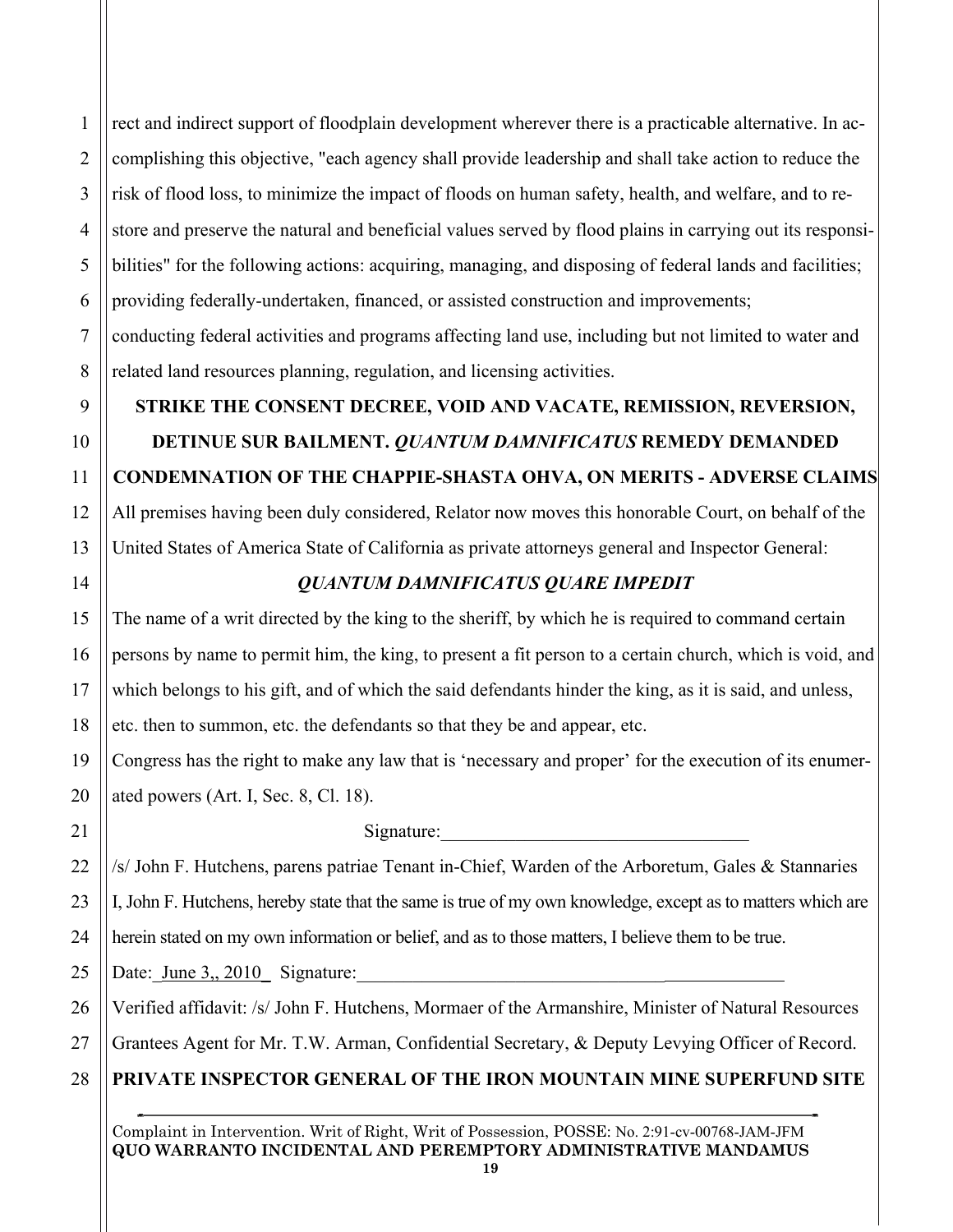rect and indirect support of floodplain development wherever there is a practicable alternative. In accomplishing this objective, "each agency shall provide leadership and shall take action to reduce the risk of flood loss, to minimize the impact of floods on human safety, health, and welfare, and to restore and preserve the natural and beneficial values served by flood plains in carrying out its responsibilities" for the following actions: acquiring, managing, and disposing of federal lands and facilities; providing federally-undertaken, financed, or assisted construction and improvements;
conducting federal activities and programs affecting land use, including but not limited to water and related land resources planning, regulation, and licensing activities.

**STRIKE THE CONSENT DECREE, VOID AND VACATE, REMISSION, REVERSION, DETINUE SUR BAILMENT. *QUANTUM DAMNIFICATUS* REMEDY DEMANDED CONDEMNATION OF THE CHAPPIE-SHASTA OHVA, ON MERITS - ADVERSE CLAIMS**

All premises having been duly considered, Relator now moves this honorable Court, on behalf of the United States of America State of California as private attorneys general and Inspector General:

***QUANTUM DAMNIFICATUS QUARE IMPEDIT***

The name of a writ directed by the king to the sheriff, by which he is required to command certain persons by name to permit him, the king, to present a fit person to a certain church, which is void, and which belongs to his gift, and of which the said defendants hinder the king, as it is said, and unless, etc. then to summon, etc. the defendants so that they be and appear, etc.
Congress has the right to make any law that is 'necessary and proper' for the execution of its enumerated powers (Art. I, Sec. 8, Cl. 18).

Signature:_________________________________

/s/ John F. Hutchens, parens patriae Tenant in-Chief, Warden of the Arboretum, Gales & Stannaries
I, John F. Hutchens, hereby state that the same is true of my own knowledge, except as to matters which are herein stated on my own information or belief, and as to those matters, I believe them to be true.

Date: June 3,, 2010 Signature:_________________________________

Verified affidavit: /s/ John F. Hutchens, Mormaer of the Armanshire, Minister of Natural Resources Grantees Agent for Mr. T.W. Arman, Confidential Secretary, & Deputy Levying Officer of Record.

**PRIVATE INSPECTOR GENERAL OF THE IRON MOUNTAIN MINE SUPERFUND SITE**

Complaint in Intervention. Writ of Right, Writ of Possession, POSSE: No. 2:91-cv-00768-JAM-JFM
**QUO WARRANTO INCIDENTAL AND PEREMPTORY ADMINISTRATIVE MANDAMUS**